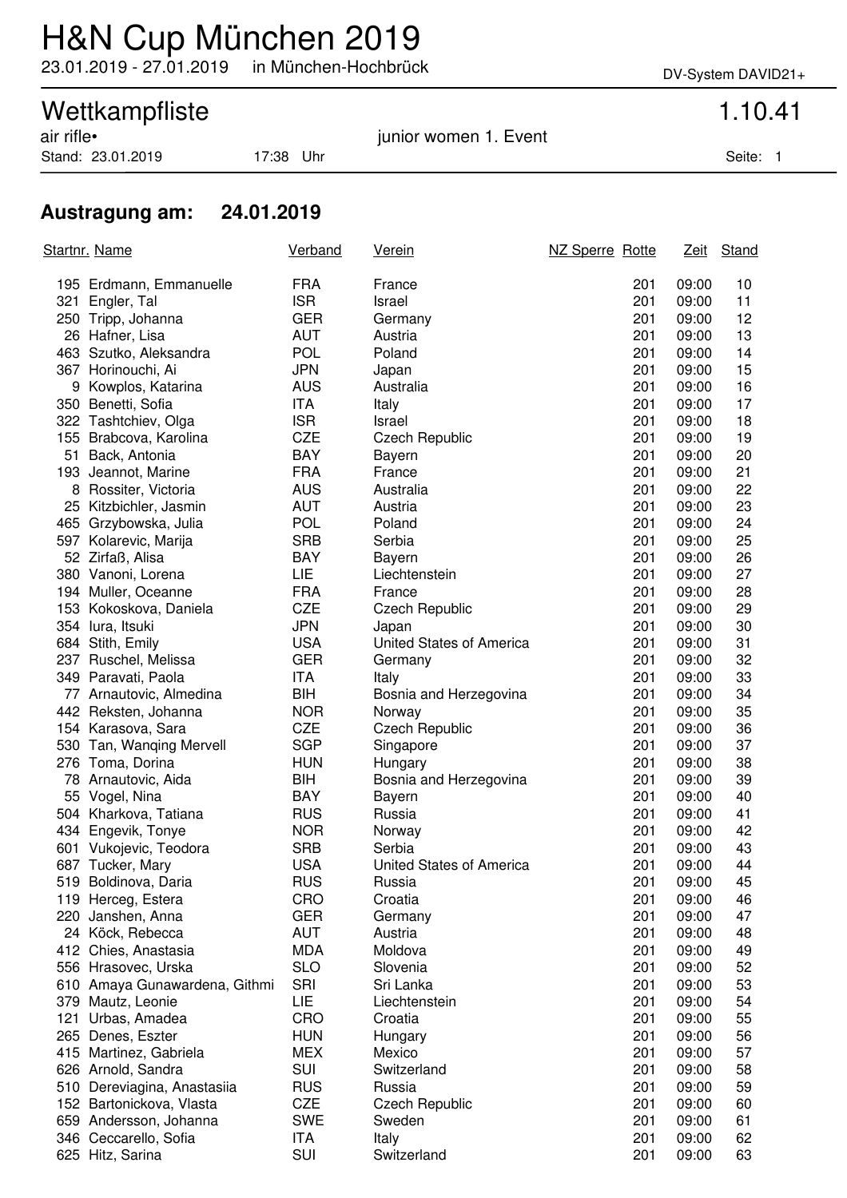# H&N Cup München 2019

23.01.2019 - 27.01.2019 in München-Hochbrück

DV-System DAVID21+

## Wettkampfliste 1.10.41

air rifle• junior women 1. Event

Stand: 23.01.2019 17:38 Uhr

### Austragung am: 24.01.2019

| Startnr. | Name | Verband | Verein | NZ Sperre | Rotte | Zeit | Stand |
|---|---|---|---|---|---|---|---|
| 195 | Erdmann, Emmanuelle | FRA | France | | 201 | 09:00 | 10 |
| 321 | Engler, Tal | ISR | Israel | | 201 | 09:00 | 11 |
| 250 | Tripp, Johanna | GER | Germany | | 201 | 09:00 | 12 |
| 26 | Hafner, Lisa | AUT | Austria | | 201 | 09:00 | 13 |
| 463 | Szutko, Aleksandra | POL | Poland | | 201 | 09:00 | 14 |
| 367 | Horinouchi, Ai | JPN | Japan | | 201 | 09:00 | 15 |
| 9 | Kowplos, Katarina | AUS | Australia | | 201 | 09:00 | 16 |
| 350 | Benetti, Sofia | ITA | Italy | | 201 | 09:00 | 17 |
| 322 | Tashtchiev, Olga | ISR | Israel | | 201 | 09:00 | 18 |
| 155 | Brabcova, Karolina | CZE | Czech Republic | | 201 | 09:00 | 19 |
| 51 | Back, Antonia | BAY | Bayern | | 201 | 09:00 | 20 |
| 193 | Jeannot, Marine | FRA | France | | 201 | 09:00 | 21 |
| 8 | Rossiter, Victoria | AUS | Australia | | 201 | 09:00 | 22 |
| 25 | Kitzbichler, Jasmin | AUT | Austria | | 201 | 09:00 | 23 |
| 465 | Grzybowska, Julia | POL | Poland | | 201 | 09:00 | 24 |
| 597 | Kolarevic, Marija | SRB | Serbia | | 201 | 09:00 | 25 |
| 52 | Zirfaß, Alisa | BAY | Bayern | | 201 | 09:00 | 26 |
| 380 | Vanoni, Lorena | LIE | Liechtenstein | | 201 | 09:00 | 27 |
| 194 | Muller, Oceanne | FRA | France | | 201 | 09:00 | 28 |
| 153 | Kokoskova, Daniela | CZE | Czech Republic | | 201 | 09:00 | 29 |
| 354 | Iura, Itsuki | JPN | Japan | | 201 | 09:00 | 30 |
| 684 | Stith, Emily | USA | United States of America | | 201 | 09:00 | 31 |
| 237 | Ruschel, Melissa | GER | Germany | | 201 | 09:00 | 32 |
| 349 | Paravati, Paola | ITA | Italy | | 201 | 09:00 | 33 |
| 77 | Arnautovic, Almedina | BIH | Bosnia and Herzegovina | | 201 | 09:00 | 34 |
| 442 | Reksten, Johanna | NOR | Norway | | 201 | 09:00 | 35 |
| 154 | Karasova, Sara | CZE | Czech Republic | | 201 | 09:00 | 36 |
| 530 | Tan, Wanqing Mervell | SGP | Singapore | | 201 | 09:00 | 37 |
| 276 | Toma, Dorina | HUN | Hungary | | 201 | 09:00 | 38 |
| 78 | Arnautovic, Aida | BIH | Bosnia and Herzegovina | | 201 | 09:00 | 39 |
| 55 | Vogel, Nina | BAY | Bayern | | 201 | 09:00 | 40 |
| 504 | Kharkova, Tatiana | RUS | Russia | | 201 | 09:00 | 41 |
| 434 | Engevik, Tonye | NOR | Norway | | 201 | 09:00 | 42 |
| 601 | Vukojevic, Teodora | SRB | Serbia | | 201 | 09:00 | 43 |
| 687 | Tucker, Mary | USA | United States of America | | 201 | 09:00 | 44 |
| 519 | Boldinova, Daria | RUS | Russia | | 201 | 09:00 | 45 |
| 119 | Herceg, Estera | CRO | Croatia | | 201 | 09:00 | 46 |
| 220 | Janshen, Anna | GER | Germany | | 201 | 09:00 | 47 |
| 24 | Köck, Rebecca | AUT | Austria | | 201 | 09:00 | 48 |
| 412 | Chies, Anastasia | MDA | Moldova | | 201 | 09:00 | 49 |
| 556 | Hrasovec, Urska | SLO | Slovenia | | 201 | 09:00 | 52 |
| 610 | Amaya Gunawardena, Githmi | SRI | Sri Lanka | | 201 | 09:00 | 53 |
| 379 | Mautz, Leonie | LIE | Liechtenstein | | 201 | 09:00 | 54 |
| 121 | Urbas, Amadea | CRO | Croatia | | 201 | 09:00 | 55 |
| 265 | Denes, Eszter | HUN | Hungary | | 201 | 09:00 | 56 |
| 415 | Martinez, Gabriela | MEX | Mexico | | 201 | 09:00 | 57 |
| 626 | Arnold, Sandra | SUI | Switzerland | | 201 | 09:00 | 58 |
| 510 | Dereviagina, Anastasiia | RUS | Russia | | 201 | 09:00 | 59 |
| 152 | Bartonickova, Vlasta | CZE | Czech Republic | | 201 | 09:00 | 60 |
| 659 | Andersson, Johanna | SWE | Sweden | | 201 | 09:00 | 61 |
| 346 | Ceccarello, Sofia | ITA | Italy | | 201 | 09:00 | 62 |
| 625 | Hitz, Sarina | SUI | Switzerland | | 201 | 09:00 | 63 |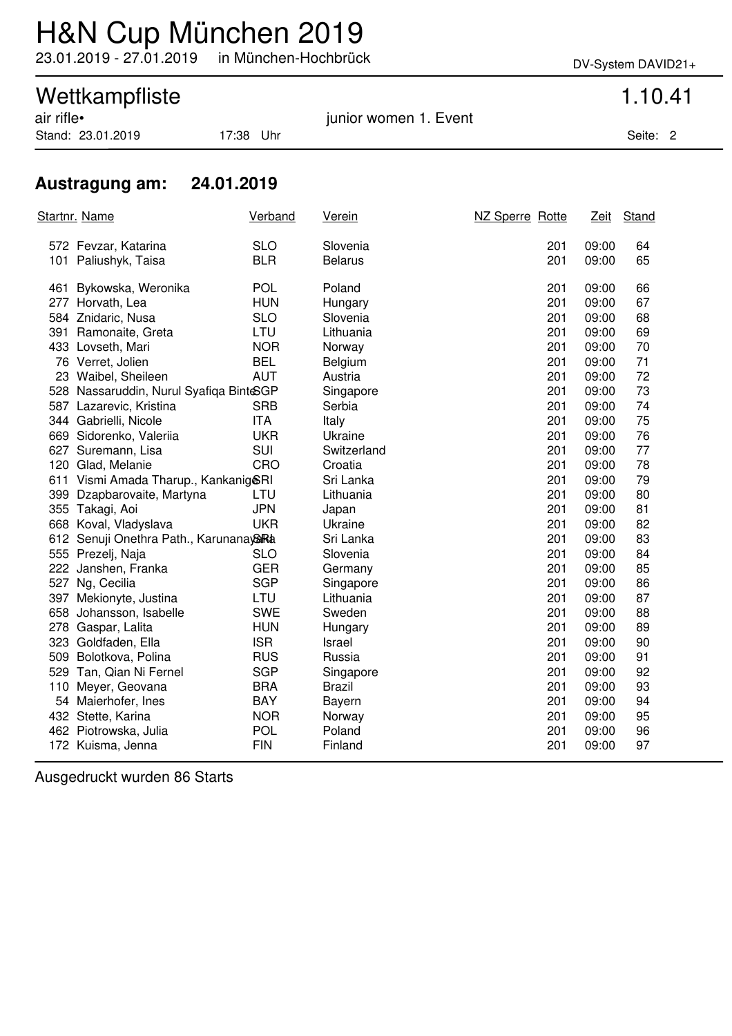# H&N Cup München 2019

23.01.2019 - 27.01.2019 in München-Hochbrück

DV-System DAVID21+

## Wettkampfliste

1.10.41

air rifle• junior women 1. Event

Stand: 23.01.2019 17:38 Uhr

### Austragung am: 24.01.2019

| Startnr. | Name | Verband | Verein | NZ Sperre | Rotte | Zeit | Stand |
|---|---|---|---|---|---|---|---|
| 572 | Fevzar, Katarina | SLO | Slovenia | | 201 | 09:00 | 64 |
| 101 | Paliushyk, Taisa | BLR | Belarus | | 201 | 09:00 | 65 |
| 461 | Bykowska, Weronika | POL | Poland | | 201 | 09:00 | 66 |
| 277 | Horvath, Lea | HUN | Hungary | | 201 | 09:00 | 67 |
| 584 | Znidaric, Nusa | SLO | Slovenia | | 201 | 09:00 | 68 |
| 391 | Ramonaite, Greta | LTU | Lithuania | | 201 | 09:00 | 69 |
| 433 | Lovseth, Mari | NOR | Norway | | 201 | 09:00 | 70 |
| 76 | Verret, Jolien | BEL | Belgium | | 201 | 09:00 | 71 |
| 23 | Waibel, Sheileen | AUT | Austria | | 201 | 09:00 | 72 |
| 528 | Nassaruddin, Nurul Syafiqa Binte | SGP | Singapore | | 201 | 09:00 | 73 |
| 587 | Lazarevic, Kristina | SRB | Serbia | | 201 | 09:00 | 74 |
| 344 | Gabrielli, Nicole | ITA | Italy | | 201 | 09:00 | 75 |
| 669 | Sidorenko, Valeriia | UKR | Ukraine | | 201 | 09:00 | 76 |
| 627 | Suremann, Lisa | SUI | Switzerland | | 201 | 09:00 | 77 |
| 120 | Glad, Melanie | CRO | Croatia | | 201 | 09:00 | 78 |
| 611 | Vismi Amada Tharup., Kankanige | SRI | Sri Lanka | | 201 | 09:00 | 79 |
| 399 | Dzapbarovaite, Martyna | LTU | Lithuania | | 201 | 09:00 | 80 |
| 355 | Takagi, Aoi | JPN | Japan | | 201 | 09:00 | 81 |
| 668 | Koval, Vladyslava | UKR | Ukraine | | 201 | 09:00 | 82 |
| 612 | Senuji Onethra Path., Karunanayak | SRI | Sri Lanka | | 201 | 09:00 | 83 |
| 555 | Prezelj, Naja | SLO | Slovenia | | 201 | 09:00 | 84 |
| 222 | Janshen, Franka | GER | Germany | | 201 | 09:00 | 85 |
| 527 | Ng, Cecilia | SGP | Singapore | | 201 | 09:00 | 86 |
| 397 | Mekionyte, Justina | LTU | Lithuania | | 201 | 09:00 | 87 |
| 658 | Johansson, Isabelle | SWE | Sweden | | 201 | 09:00 | 88 |
| 278 | Gaspar, Lalita | HUN | Hungary | | 201 | 09:00 | 89 |
| 323 | Goldfaden, Ella | ISR | Israel | | 201 | 09:00 | 90 |
| 509 | Bolotkova, Polina | RUS | Russia | | 201 | 09:00 | 91 |
| 529 | Tan, Qian Ni Fernel | SGP | Singapore | | 201 | 09:00 | 92 |
| 110 | Meyer, Geovana | BRA | Brazil | | 201 | 09:00 | 93 |
| 54 | Maierhofer, Ines | BAY | Bayern | | 201 | 09:00 | 94 |
| 432 | Stette, Karina | NOR | Norway | | 201 | 09:00 | 95 |
| 462 | Piotrowska, Julia | POL | Poland | | 201 | 09:00 | 96 |
| 172 | Kuisma, Jenna | FIN | Finland | | 201 | 09:00 | 97 |

Ausgedruckt wurden 86 Starts